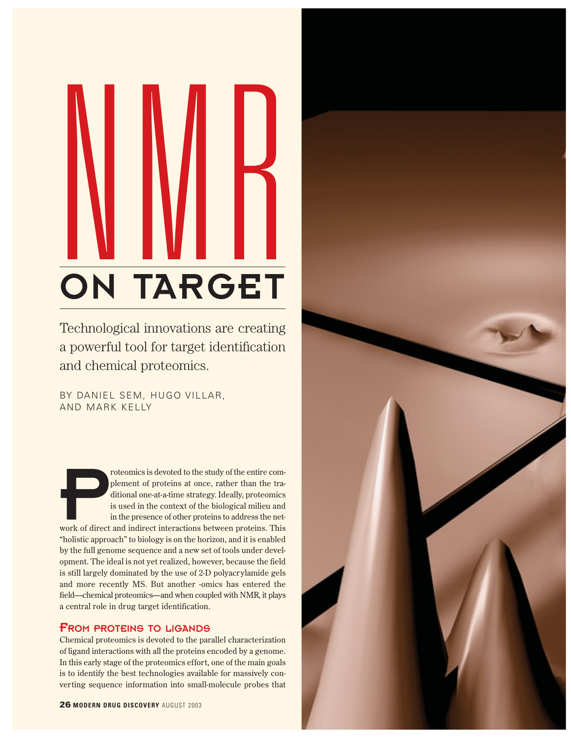# NMR ON TARGET

Technological innovations are creating a powerful tool for target identification and chemical proteomics.

BY DANIEL SEM, HUGO VILLAR, AND MARK KELLY

Proteomics is devoted to the study of the entire complement of proteins at once, rather than the traditional one-at-a-time strategy. Ideally, proteomics is used in the context of the biological milieu and in the presence of other proteins to address the network of direct and indirect interactions between proteins. This "holistic approach" to biology is on the horizon, and it is enabled by the full genome sequence and a new set of tools under development. The ideal is not yet realized, however, because the field is still largely dominated by the use of 2-D polyacrylamide gels and more recently MS. But another -omics has entered the field—chemical proteomics—and when coupled with NMR, it plays a central role in drug target identification.

## From proteins to ligands

Chemical proteomics is devoted to the parallel characterization of ligand interactions with all the proteins encoded by a genome. In this early stage of the proteomics effort, one of the main goals is to identify the best technologies available for massively converting sequence information into small-molecule probes that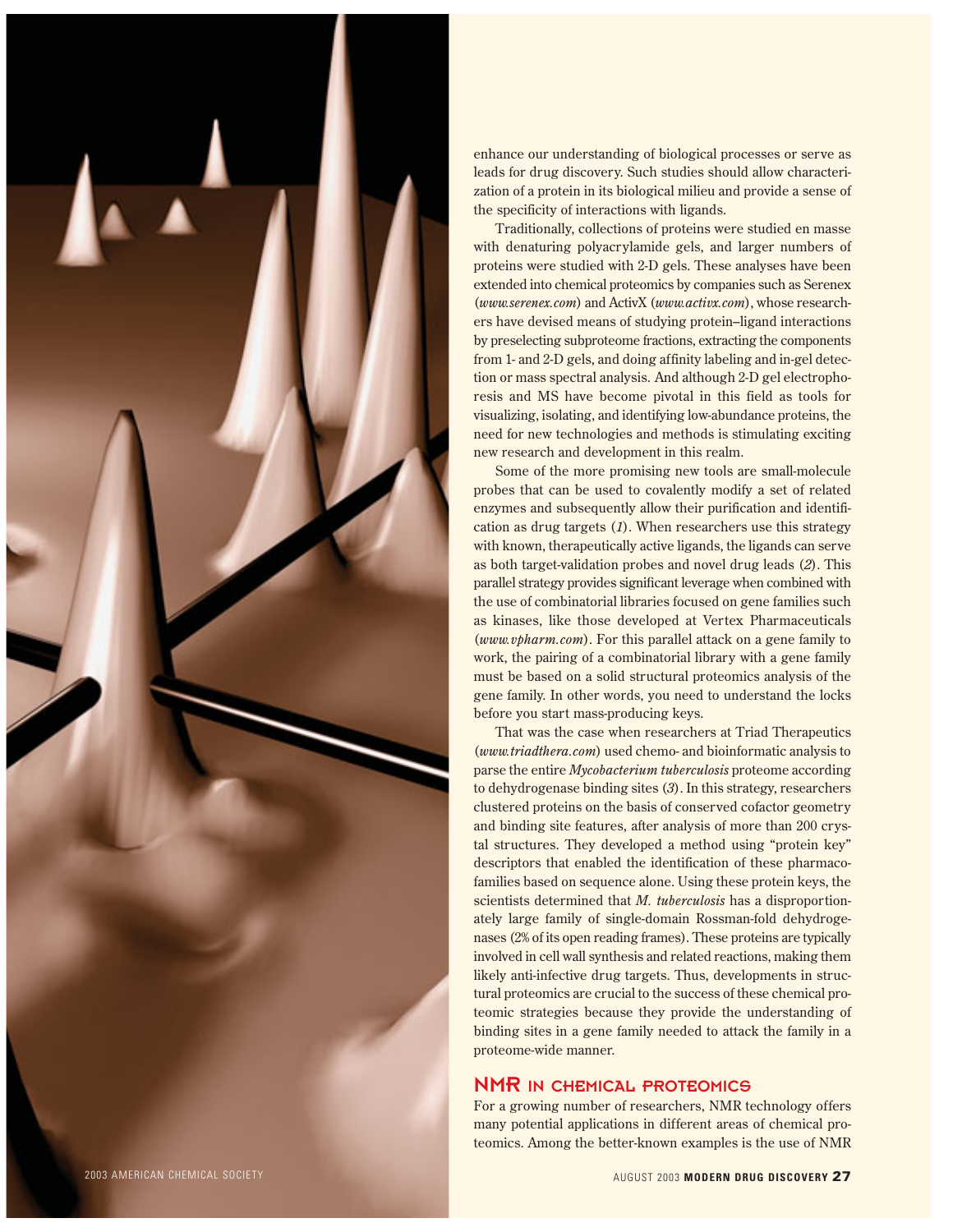enhance our understanding of biological processes or serve as leads for drug discovery. Such studies should allow characterization of a protein in its biological milieu and provide a sense of the specificity of interactions with ligands.

Traditionally, collections of proteins were studied en masse with denaturing polyacrylamide gels, and larger numbers of proteins were studied with 2-D gels. These analyses have been extended into chemical proteomics by companies such as Serenex (*www.serenex.com*) and ActivX (*www.activx.com*), whose researchers have devised means of studying protein–ligand interactions by preselecting subproteome fractions, extracting the components from 1- and 2-D gels, and doing affinity labeling and in-gel detection or mass spectral analysis. And although 2-D gel electrophoresis and MS have become pivotal in this field as tools for visualizing, isolating, and identifying low-abundance proteins, the need for new technologies and methods is stimulating exciting new research and development in this realm.

Some of the more promising new tools are small-molecule probes that can be used to covalently modify a set of related enzymes and subsequently allow their purification and identification as drug targets (*1*). When researchers use this strategy with known, therapeutically active ligands, the ligands can serve as both target-validation probes and novel drug leads (*2*). This parallel strategy provides significant leverage when combined with the use of combinatorial libraries focused on gene families such as kinases, like those developed at Vertex Pharmaceuticals (*www.vpharm.com*). For this parallel attack on a gene family to work, the pairing of a combinatorial library with a gene family must be based on a solid structural proteomics analysis of the gene family. In other words, you need to understand the locks before you start mass-producing keys.

That was the case when researchers at Triad Therapeutics (*www.triadthera.com*) used chemo- and bioinformatic analysis to parse the entire *Mycobacterium tuberculosis* proteome according to dehydrogenase binding sites (*3*). In this strategy, researchers clustered proteins on the basis of conserved cofactor geometry and binding site features, after analysis of more than 200 crystal structures. They developed a method using "protein key" descriptors that enabled the identification of these pharmacofamilies based on sequence alone. Using these protein keys, the scientists determined that *M. tuberculosis* has a disproportionately large family of single-domain Rossman-fold dehydrogenases (2% of its open reading frames). These proteins are typically involved in cell wall synthesis and related reactions, making them likely anti-infective drug targets. Thus, developments in structural proteomics are crucial to the success of these chemical proteomic strategies because they provide the understanding of binding sites in a gene family needed to attack the family in a proteome-wide manner.

## NMR in chemical proteomics

For a growing number of researchers, NMR technology offers many potential applications in different areas of chemical proteomics. Among the better-known examples is the use of NMR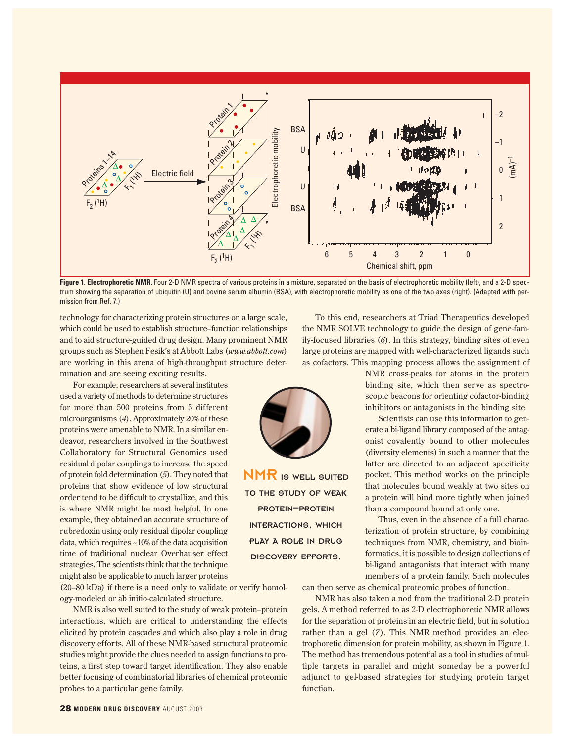**Figure 1. Electrophoretic NMR.** Four 2-D NMR spectra of various proteins in a mixture, separated on the basis of electrophoretic mobility (left), and a 2-D spectrum showing the separation of ubiquitin (U) and bovine serum albumin (BSA), with electrophoretic mobility as one of the two axes (right). (Adapted with permission from Ref. 7.)

technology for characterizing protein structures on a large scale, which could be used to establish structure–function relationships and to aid structure-guided drug design. Many prominent NMR groups such as Stephen Fesik's at Abbott Labs (*www.abbott.com*) are working in this arena of high-throughput structure determination and are seeing exciting results.

For example, researchers at several institutes used a variety of methods to determine structures for more than 500 proteins from 5 different microorganisms (*4*). Approximately 20% of these proteins were amenable to NMR. In a similar endeavor, researchers involved in the Southwest Collaboratory for Structural Genomics used residual dipolar couplings to increase the speed of protein fold determination (*5*). They noted that proteins that show evidence of low structural order tend to be difficult to crystallize, and this is where NMR might be most helpful. In one example, they obtained an accurate structure of rubredoxin using only residual dipolar coupling data, which requires ~10% of the data acquisition time of traditional nuclear Overhauser effect strategies. The scientists think that the technique might also be applicable to much larger proteins (20–80 kDa) if there is a need only to validate or verify homology-modeled or ab initio-calculated structure.

NMR is also well suited to the study of weak protein–protein interactions, which are critical to understanding the effects elicited by protein cascades and which also play a role in drug discovery efforts. All of these NMR-based structural proteomic studies might provide the clues needed to assign functions to proteins, a first step toward target identification. They also enable better focusing of combinatorial libraries of chemical proteomic probes to a particular gene family.

**NMR is well suited to the study of weak protein–protein interactions, which play a role in drug discovery efforts.**

To this end, researchers at Triad Therapeutics developed the NMR SOLVE technology to guide the design of gene-family-focused libraries (*6*). In this strategy, binding sites of even large proteins are mapped with well-characterized ligands such as cofactors. This mapping process allows the assignment of NMR cross-peaks for atoms in the protein binding site, which then serve as spectroscopic beacons for orienting cofactor-binding inhibitors or antagonists in the binding site.

Scientists can use this information to generate a bi-ligand library composed of the antagonist covalently bound to other molecules (diversity elements) in such a manner that the latter are directed to an adjacent specificity pocket. This method works on the principle that molecules bound weakly at two sites on a protein will bind more tightly when joined than a compound bound at only one.

Thus, even in the absence of a full characterization of protein structure, by combining techniques from NMR, chemistry, and bioinformatics, it is possible to design collections of bi-ligand antagonists that interact with many members of a protein family. Such molecules can then serve as chemical proteomic probes of function.

NMR has also taken a nod from the traditional 2-D protein gels. A method referred to as 2-D electrophoretic NMR allows for the separation of proteins in an electric field, but in solution rather than a gel (*7*). This NMR method provides an electrophoretic dimension for protein mobility, as shown in Figure 1. The method has tremendous potential as a tool in studies of multiple targets in parallel and might someday be a powerful adjunct to gel-based strategies for studying protein target function.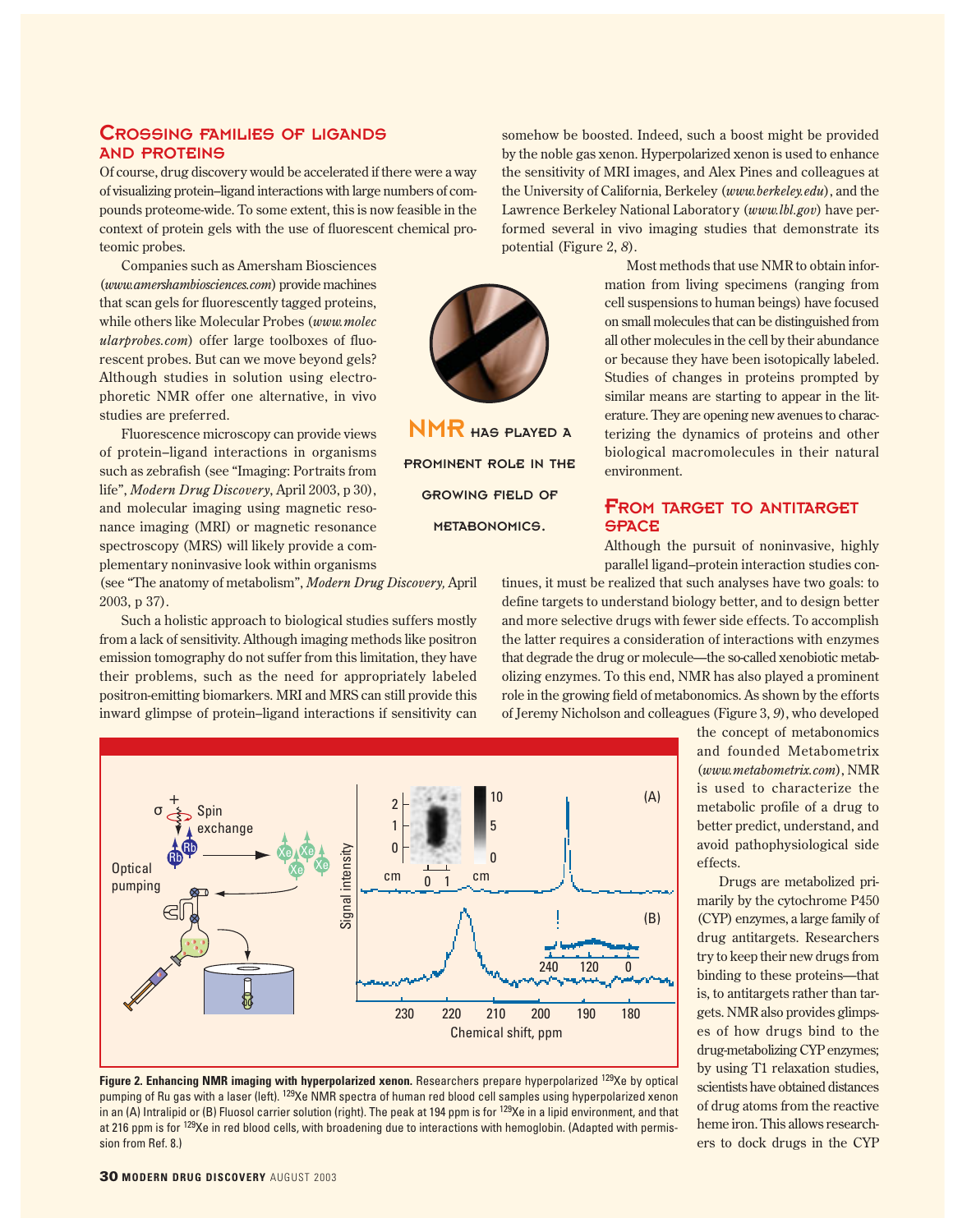## Crossing families of ligands and proteins

Of course, drug discovery would be accelerated if there were a way of visualizing protein–ligand interactions with large numbers of compounds proteome-wide. To some extent, this is now feasible in the context of protein gels with the use of fluorescent chemical proteomic probes.

Companies such as Amersham Biosciences (*www.amershambiosciences.com*) provide machines that scan gels for fluorescently tagged proteins, while others like Molecular Probes (*www.molecularprobes.com*) offer large toolboxes of fluorescent probes. But can we move beyond gels? Although studies in solution using electrophoretic NMR offer one alternative, in vivo studies are preferred.

Fluorescence microscopy can provide views of protein–ligand interactions in organisms such as zebrafish (see "Imaging: Portraits from life", *Modern Drug Discovery*, April 2003, p 30), and molecular imaging using magnetic resonance imaging (MRI) or magnetic resonance spectroscopy (MRS) will likely provide a complementary noninvasive look within organisms (see "The anatomy of metabolism", *Modern Drug Discovery,* April 2003, p 37).

Such a holistic approach to biological studies suffers mostly from a lack of sensitivity. Although imaging methods like positron emission tomography do not suffer from this limitation, they have their problems, such as the need for appropriately labeled positron-emitting biomarkers. MRI and MRS can still provide this inward glimpse of protein–ligand interactions if sensitivity can somehow be boosted. Indeed, such a boost might be provided by the noble gas xenon. Hyperpolarized xenon is used to enhance the sensitivity of MRI images, and Alex Pines and colleagues at the University of California, Berkeley (*www.berkeley.edu*), and the Lawrence Berkeley National Laboratory (*www.lbl.gov*) have performed several in vivo imaging studies that demonstrate its potential (Figure 2, *8*).

Most methods that use NMR to obtain information from living specimens (ranging from cell suspensions to human beings) have focused on small molecules that can be distinguished from all other molecules in the cell by their abundance or because they have been isotopically labeled. Studies of changes in proteins prompted by similar means are starting to appear in the literature. They are opening new avenues to characterizing the dynamics of proteins and other biological macromolecules in their natural environment.

**NMR has played a prominent role in the growing field of metabonomics.**

## From target to antitarget space

Although the pursuit of noninvasive, highly parallel ligand–protein interaction studies continues, it must be realized that such analyses have two goals: to define targets to understand biology better, and to design better and more selective drugs with fewer side effects. To accomplish the latter requires a consideration of interactions with enzymes that degrade the drug or molecule—the so-called xenobiotic metabolizing enzymes. To this end, NMR has also played a prominent role in the growing field of metabonomics. As shown by the efforts of Jeremy Nicholson and colleagues (Figure 3, *9*), who developed the concept of metabonomics and founded Metabometrix (*www.metabometrix.com*), NMR is used to characterize the metabolic profile of a drug to better predict, understand, and avoid pathophysiological side effects.

Drugs are metabolized primarily by the cytochrome P450 (CYP) enzymes, a large family of drug antitargets. Researchers try to keep their new drugs from binding to these proteins—that is, to antitargets rather than targets. NMR also provides glimpses of how drugs bind to the drug-metabolizing CYP enzymes; by using T1 relaxation studies, scientists have obtained distances of drug atoms from the reactive heme iron. This allows researchers to dock drugs in the CYP

**Figure 2. Enhancing NMR imaging with hyperpolarized xenon.** Researchers prepare hyperpolarized $^{129}$Xe by optical pumping of Ru gas with a laser (left). $^{129}$Xe NMR spectra of human red blood cell samples using hyperpolarized xenon in an (A) Intralipid or (B) Fluosol carrier solution (right). The peak at 194 ppm is for $^{129}$Xe in a lipid environment, and that at 216 ppm is for $^{129}$Xe in red blood cells, with broadening due to interactions with hemoglobin. (Adapted with permission from Ref. 8.)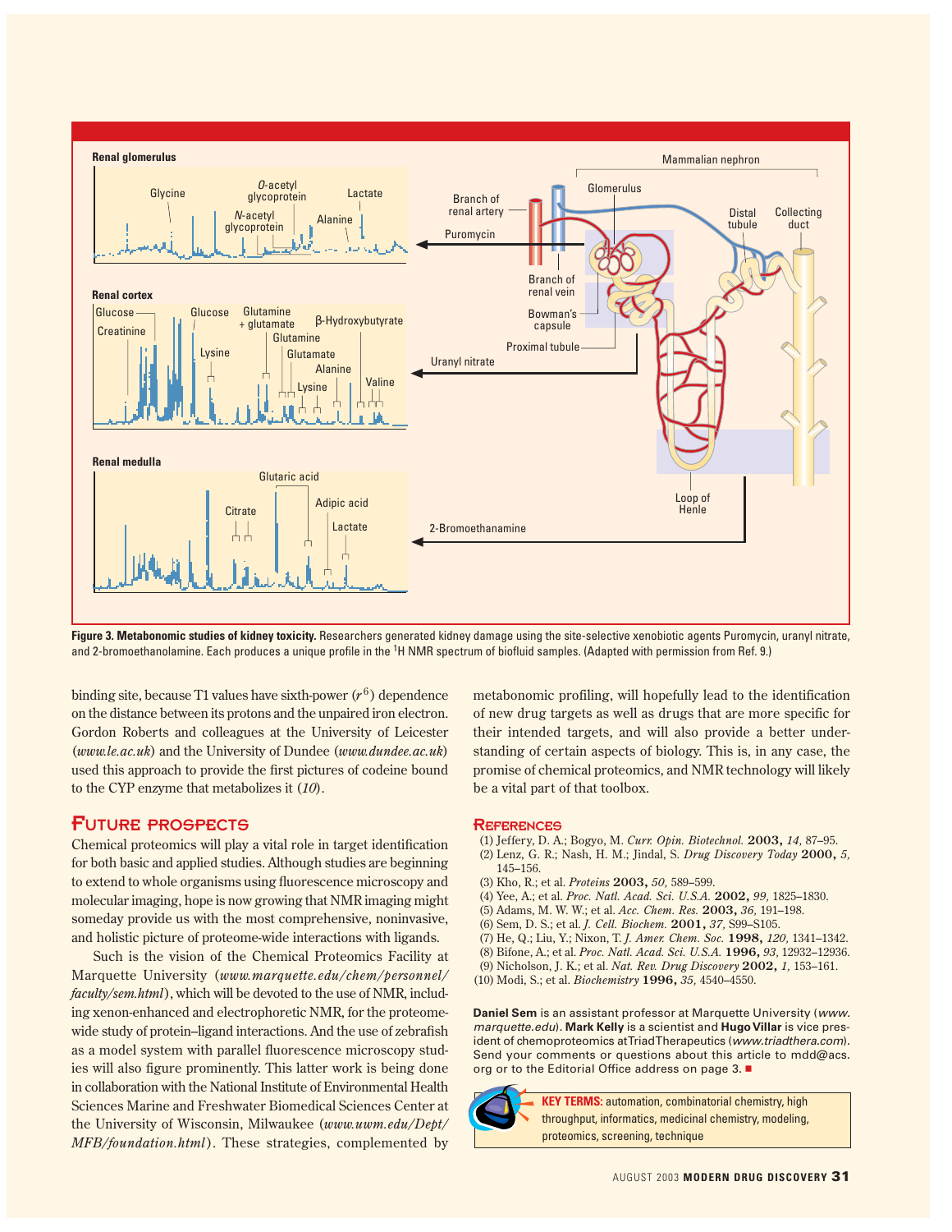Renal glomerulus

Glycine

O-acetyl glycoprotein

Lactate

N-acetyl glycoprotein

Alanine

Renal cortex

Glucose

Creatinine

Glucose

Lysine

Glutamine + glutamate

Glutamine

Glutamate

Alanine

Lysine

β-Hydroxybutyrate

Valine

Renal medulla

Glutaric acid

Citrate

Adipic acid

Lactate

Mammalian nephron

Branch of renal artery

Puromycin

Glomerulus

Branch of renal vein

Bowman's capsule

Proximal tubule

Uranyl nitrate

Distal tubule

Collecting duct

Loop of Henle

2-Bromoethanamine

**Figure 3. Metabonomic studies of kidney toxicity.** Researchers generated kidney damage using the site-selective xenobiotic agents Puromycin, uranyl nitrate, and 2-bromoethanolamine. Each produces a unique profile in the [1]H NMR spectrum of biofluid samples. (Adapted with permission from Ref. 9.)

binding site, because T1 values have sixth-power ($r^6$) dependence on the distance between its protons and the unpaired iron electron. Gordon Roberts and colleagues at the University of Leicester (*www.le.ac.uk*) and the University of Dundee (*www.dundee.ac.uk*) used this approach to provide the first pictures of codeine bound to the CYP enzyme that metabolizes it (*10*).

## Future prospects

Chemical proteomics will play a vital role in target identification for both basic and applied studies. Although studies are beginning to extend to whole organisms using fluorescence microscopy and molecular imaging, hope is now growing that NMR imaging might someday provide us with the most comprehensive, noninvasive, and holistic picture of proteome-wide interactions with ligands.

Such is the vision of the Chemical Proteomics Facility at Marquette University (*www.marquette.edu/chem/personnel/faculty/sem.html*), which will be devoted to the use of NMR, including xenon-enhanced and electrophoretic NMR, for the proteome-wide study of protein–ligand interactions. And the use of zebrafish as a model system with parallel fluorescence microscopy studies will also figure prominently. This latter work is being done in collaboration with the National Institute of Environmental Health Sciences Marine and Freshwater Biomedical Sciences Center at the University of Wisconsin, Milwaukee (*www.uwm.edu/Dept/MFB/foundation.html*). These strategies, complemented by metabonomic profiling, will hopefully lead to the identification of new drug targets as well as drugs that are more specific for their intended targets, and will also provide a better understanding of certain aspects of biology. This is, in any case, the promise of chemical proteomics, and NMR technology will likely be a vital part of that toolbox.

## References

(1) Jeffery, D. A.; Bogyo, M. *Curr. Opin. Biotechnol.* **2003,** *14,* 87–95.
(2) Lenz, G. R.; Nash, H. M.; Jindal, S. *Drug Discovery Today* **2000,** *5,* 145–156.
(3) Kho, R.; et al. *Proteins* **2003,** *50,* 589–599.
(4) Yee, A.; et al. *Proc. Natl. Acad. Sci. U.S.A.* **2002,** *99,* 1825–1830.
(5) Adams, M. W. W.; et al. *Acc. Chem. Res.* **2003,** *36,* 191–198.
(6) Sem, D. S.; et al. *J. Cell. Biochem.* **2001,** *37,* S99–S105.
(7) He, Q.; Liu, Y.; Nixon, T. *J. Amer. Chem. Soc.* **1998,** *120,* 1341–1342.
(8) Bifone, A.; et al. *Proc. Natl. Acad. Sci. U.S.A.* **1996,** *93,* 12932–12936.
(9) Nicholson, J. K.; et al. *Nat. Rev. Drug Discovery* **2002,** *1,* 153–161.
(10) Modi, S.; et al. *Biochemistry* **1996,** *35,* 4540–4550.

**Daniel Sem** is an assistant professor at Marquette University (*www.marquette.edu*). **Mark Kelly** is a scientist and **Hugo Villar** is vice president of chemoproteomics at Triad Therapeutics (*www.triadthera.com*). Send your comments or questions about this article to mdd@acs.org or to the Editorial Office address on page 3.

**KEY TERMS:** automation, combinatorial chemistry, high throughput, informatics, medicinal chemistry, modeling, proteomics, screening, technique